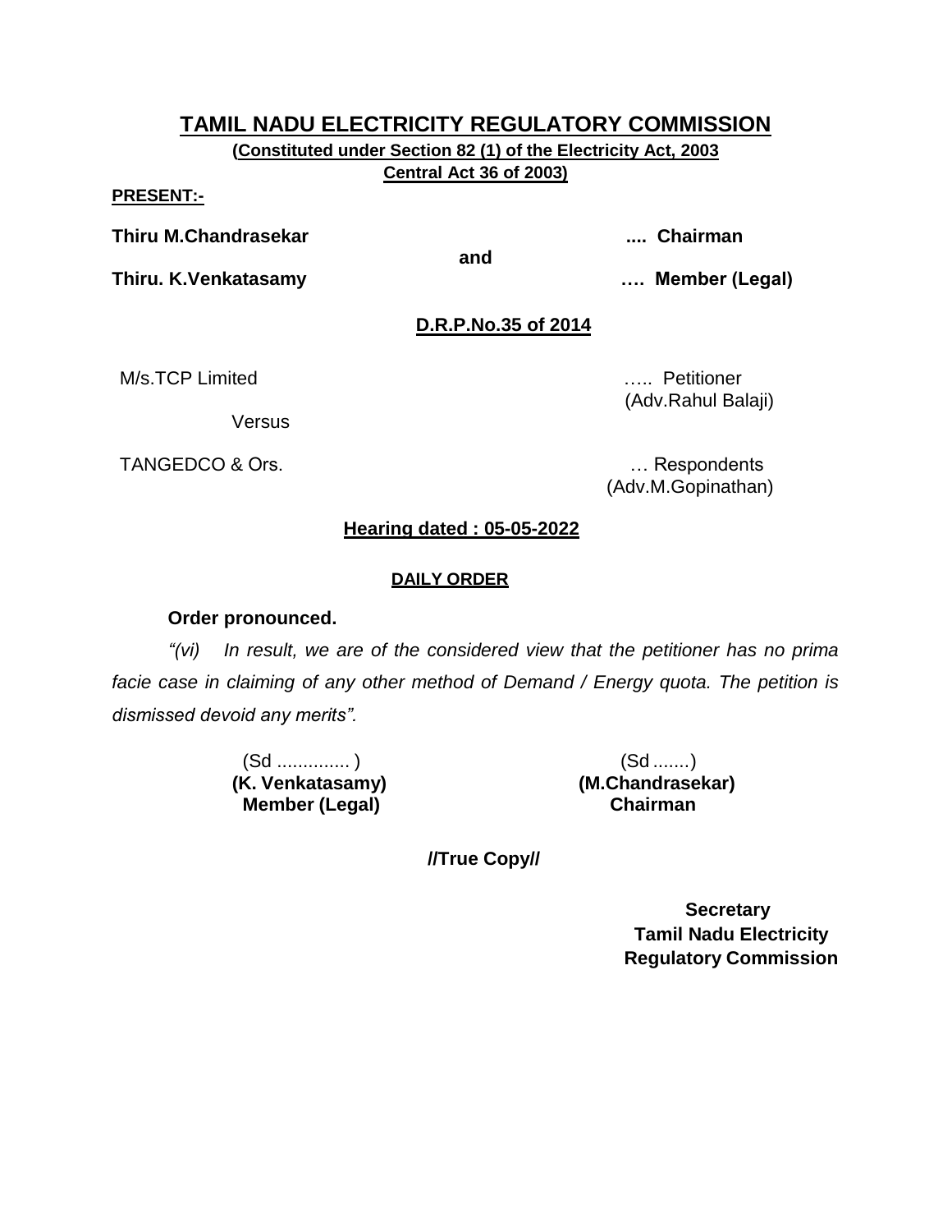# TAMIL NADU ELECTRICITY REGULATORY COMMISSION

**(Constituted under Section 82 (1) of the Electricity Act, 2003**
**Central Act 36 of 2003)**

**PRESENT:-**

**Thiru M.Chandrasekar** .... **Chairman**

**and**

**Thiru. K.Venkatasamy** …. **Member (Legal)**

**D.R.P.No.35 of 2014**

M/s.TCP Limited ….. Petitioner
(Adv.Rahul Balaji)

Versus

TANGEDCO & Ors. … Respondents
(Adv.M.Gopinathan)

**Hearing dated : 05-05-2022**

**DAILY ORDER**

**Order pronounced.**

*"(vi) In result, we are of the considered view that the petitioner has no prima facie case in claiming of any other method of Demand / Energy quota. The petition is dismissed devoid any merits".*

(Sd ............. )
**(K. Venkatasamy)**
**Member (Legal)**

(Sd .......)
**(M.Chandrasekar)**
**Chairman**

**//True Copy//**

**Secretary**
**Tamil Nadu Electricity**
**Regulatory Commission**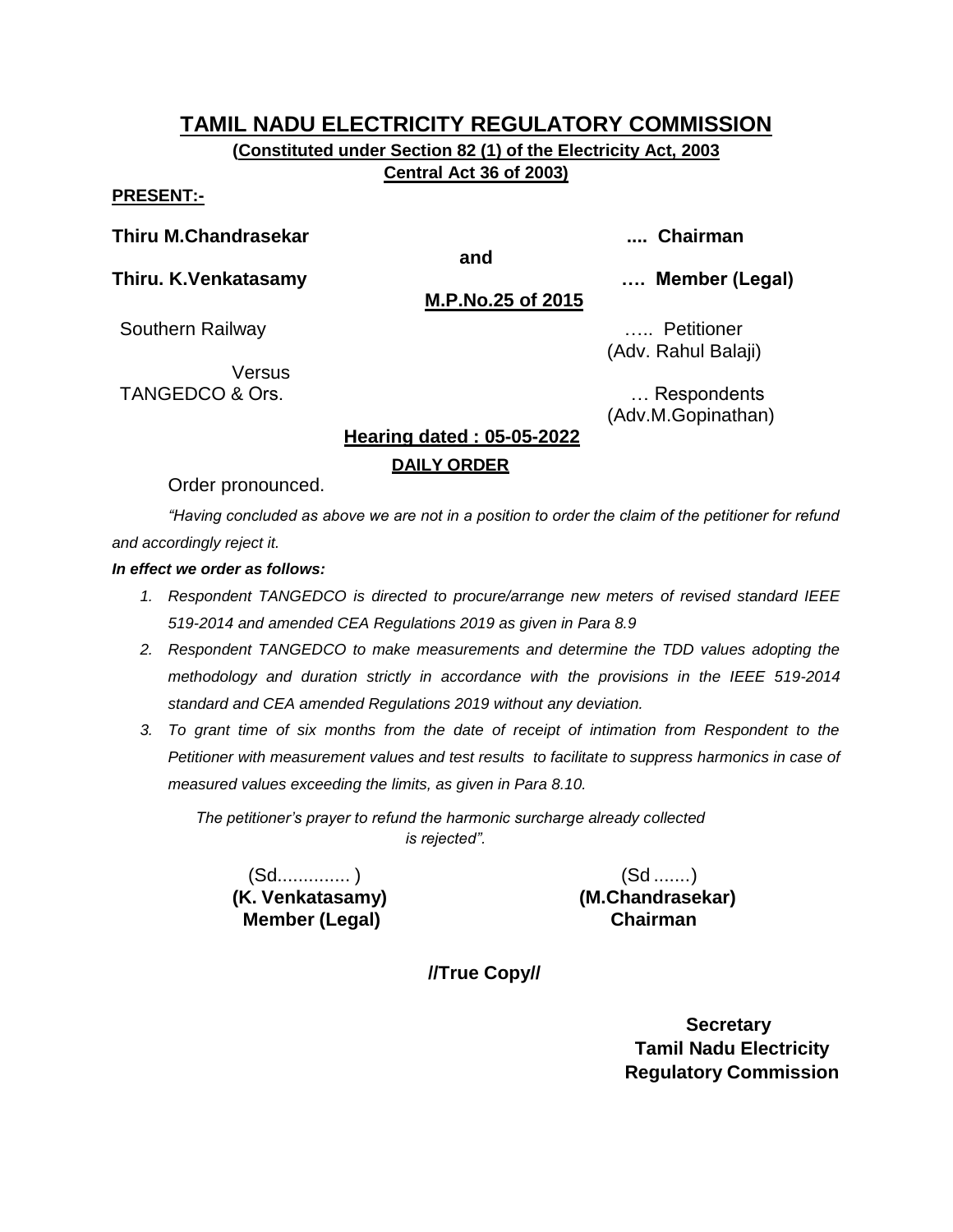# TAMIL NADU ELECTRICITY REGULATORY COMMISSION

**(Constituted under Section 82 (1) of the Electricity Act, 2003 Central Act 36 of 2003)**

**PRESENT:-**

**Thiru M.Chandrasekar .... Chairman**

**and**

**Thiru. K.Venkatasamy …. Member (Legal)**

**M.P.No.25 of 2015**

Southern Railway ….. Petitioner
(Adv. Rahul Balaji)

Versus

TANGEDCO & Ors. … Respondents
(Adv.M.Gopinathan)

**Hearing dated : 05-05-2022**

**DAILY ORDER**

Order pronounced.

*"Having concluded as above we are not in a position to order the claim of the petitioner for refund and accordingly reject it.*

***In effect we order as follows:***

1. *Respondent TANGEDCO is directed to procure/arrange new meters of revised standard IEEE 519-2014 and amended CEA Regulations 2019 as given in Para 8.9*
2. *Respondent TANGEDCO to make measurements and determine the TDD values adopting the methodology and duration strictly in accordance with the provisions in the IEEE 519-2014 standard and CEA amended Regulations 2019 without any deviation.*
3. *To grant time of six months from the date of receipt of intimation from Respondent to the Petitioner with measurement values and test results to facilitate to suppress harmonics in case of measured values exceeding the limits, as given in Para 8.10.*

*The petitioner's prayer to refund the harmonic surcharge already collected is rejected".*

(Sd............. )
**(K. Venkatasamy)**
**Member (Legal)**

(Sd .......)
**(M.Chandrasekar)**
**Chairman**

**//True Copy//**

**Secretary**
**Tamil Nadu Electricity Regulatory Commission**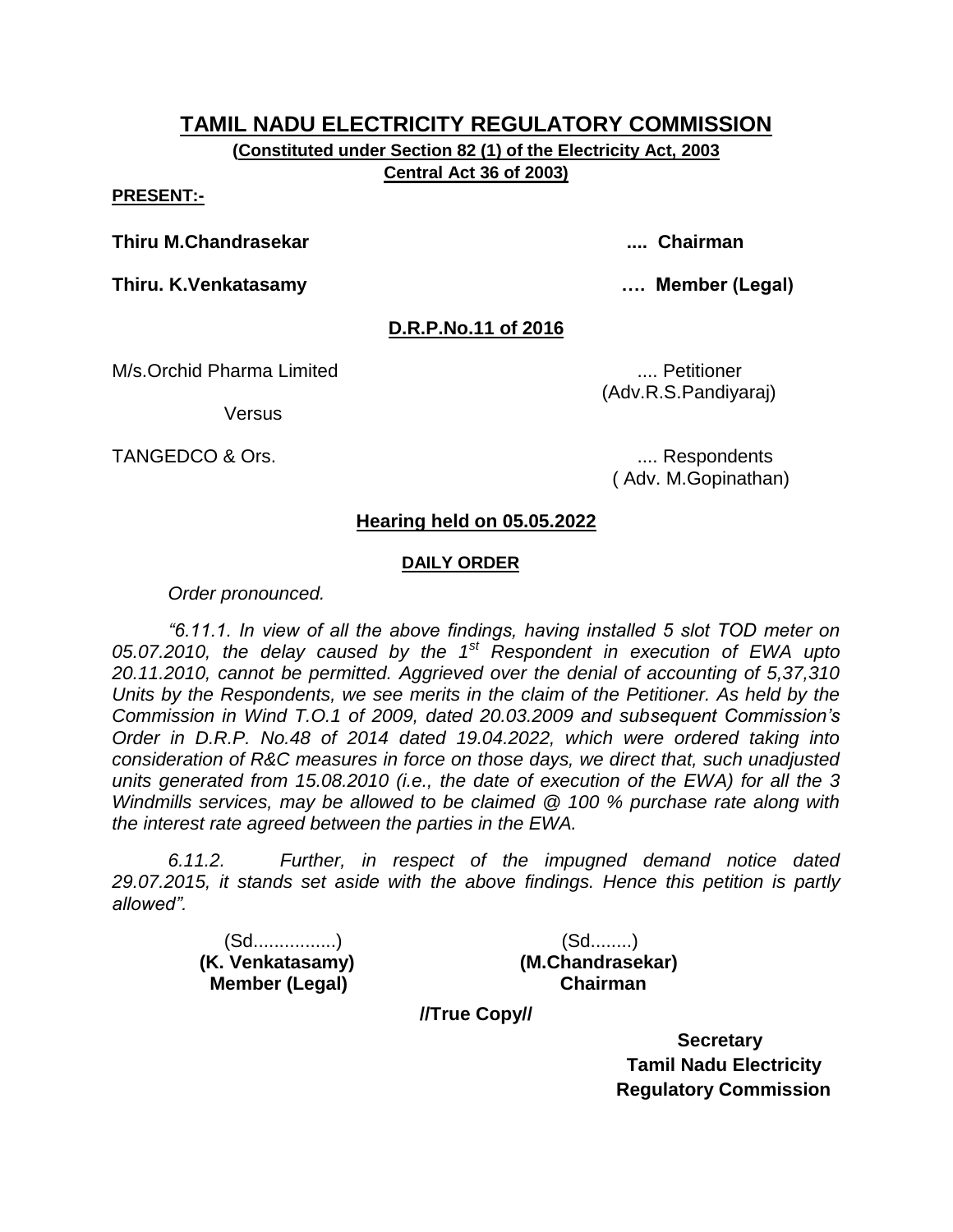# TAMIL NADU ELECTRICITY REGULATORY COMMISSION

**(Constituted under Section 82 (1) of the Electricity Act, 2003 Central Act 36 of 2003)**

**PRESENT:-**

**Thiru M.Chandrasekar .... Chairman**

**Thiru. K.Venkatasamy …. Member (Legal)**

**D.R.P.No.11 of 2016**

M/s.Orchid Pharma Limited .... Petitioner
(Adv.R.S.Pandiyaraj)

Versus

TANGEDCO & Ors. .... Respondents
( Adv. M.Gopinathan)

**Hearing held on 05.05.2022**

**DAILY ORDER**

*Order pronounced.*

*"6.11.1. In view of all the above findings, having installed 5 slot TOD meter on 05.07.2010, the delay caused by the 1st Respondent in execution of EWA upto 20.11.2010, cannot be permitted. Aggrieved over the denial of accounting of 5,37,310 Units by the Respondents, we see merits in the claim of the Petitioner. As held by the Commission in Wind T.O.1 of 2009, dated 20.03.2009 and subsequent Commission's Order in D.R.P. No.48 of 2014 dated 19.04.2022, which were ordered taking into consideration of R&C measures in force on those days, we direct that, such unadjusted units generated from 15.08.2010 (i.e., the date of execution of the EWA) for all the 3 Windmills services, may be allowed to be claimed @ 100 % purchase rate along with the interest rate agreed between the parties in the EWA.*

*6.11.2. Further, in respect of the impugned demand notice dated 29.07.2015, it stands set aside with the above findings. Hence this petition is partly allowed".*

(Sd................) (Sd........)
**(K. Venkatasamy)** **(M.Chandrasekar)**
**Member (Legal)** **Chairman**

**//True Copy//**

**Secretary**
**Tamil Nadu Electricity Regulatory Commission**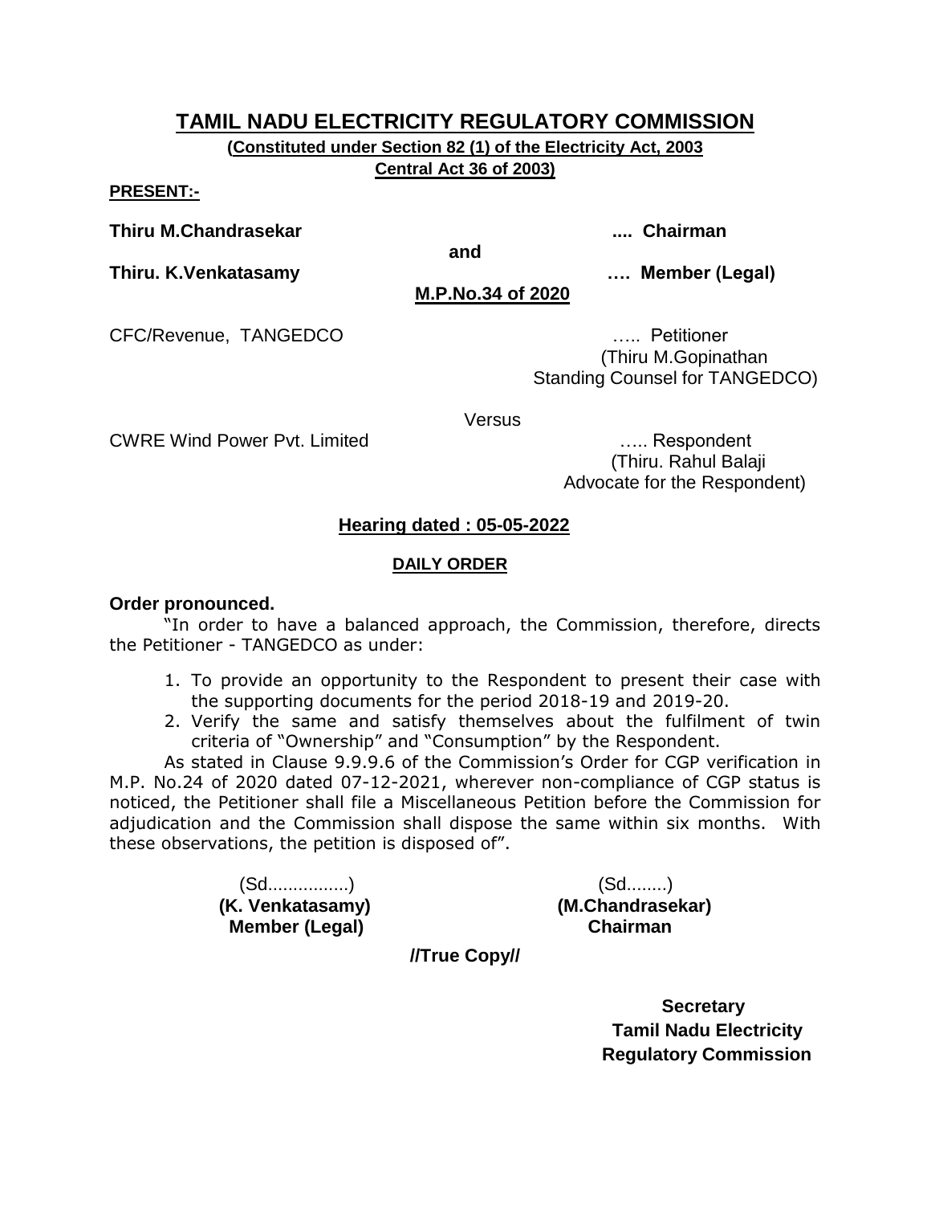# TAMIL NADU ELECTRICITY REGULATORY COMMISSION

**(Constituted under Section 82 (1) of the Electricity Act, 2003**
**Central Act 36 of 2003)**

**PRESENT:-**

**Thiru M.Chandrasekar** .... **Chairman**

**and**

**Thiru. K.Venkatasamy** …. **Member (Legal)**

**M.P.No.34 of 2020**

CFC/Revenue, TANGEDCO ….. Petitioner
(Thiru M.Gopinathan
Standing Counsel for TANGEDCO)

Versus

CWRE Wind Power Pvt. Limited ….. Respondent
(Thiru. Rahul Balaji
Advocate for the Respondent)

**Hearing dated : 05-05-2022**

**DAILY ORDER**

**Order pronounced.**

"In order to have a balanced approach, the Commission, therefore, directs the Petitioner - TANGEDCO as under:

1. To provide an opportunity to the Respondent to present their case with the supporting documents for the period 2018-19 and 2019-20.
2. Verify the same and satisfy themselves about the fulfilment of twin criteria of "Ownership" and "Consumption" by the Respondent.

As stated in Clause 9.9.9.6 of the Commission's Order for CGP verification in M.P. No.24 of 2020 dated 07-12-2021, wherever non-compliance of CGP status is noticed, the Petitioner shall file a Miscellaneous Petition before the Commission for adjudication and the Commission shall dispose the same within six months. With these observations, the petition is disposed of".

(Sd................)
**(K. Venkatasamy)**
**Member (Legal)**

(Sd........)
**(M.Chandrasekar)**
**Chairman**

**//True Copy//**

**Secretary**
**Tamil Nadu Electricity**
**Regulatory Commission**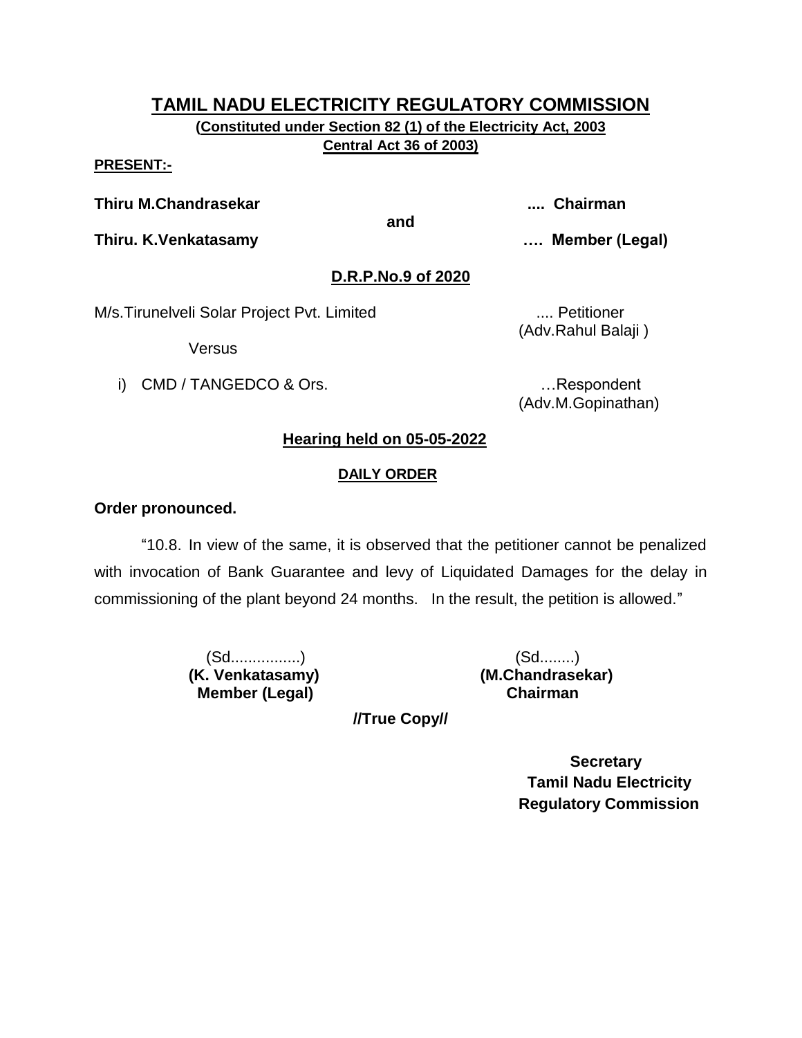# TAMIL NADU ELECTRICITY REGULATORY COMMISSION

**(Constituted under Section 82 (1) of the Electricity Act, 2003 Central Act 36 of 2003)**

**PRESENT:-**

**Thiru M.Chandrasekar** .... **Chairman**

**and**

**Thiru. K.Venkatasamy** …. **Member (Legal)**

**D.R.P.No.9 of 2020**

M/s.Tirunelveli Solar Project Pvt. Limited .... Petitioner
(Adv.Rahul Balaji )

Versus

i) CMD / TANGEDCO & Ors. …Respondent
(Adv.M.Gopinathan)

**Hearing held on 05-05-2022**

**DAILY ORDER**

**Order pronounced.**

"10.8. In view of the same, it is observed that the petitioner cannot be penalized with invocation of Bank Guarantee and levy of Liquidated Damages for the delay in commissioning of the plant beyond 24 months. In the result, the petition is allowed."

(Sd................)
**(K. Venkatasamy)**
**Member (Legal)**

(Sd........)
**(M.Chandrasekar)**
**Chairman**

**//True Copy//**

**Secretary**
**Tamil Nadu Electricity**
**Regulatory Commission**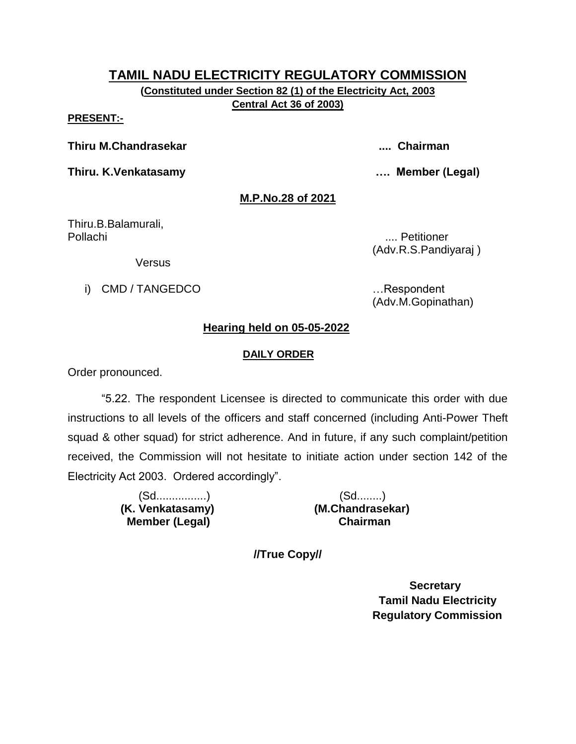# TAMIL NADU ELECTRICITY REGULATORY COMMISSION

**(Constituted under Section 82 (1) of the Electricity Act, 2003**
**Central Act 36 of 2003)**

**PRESENT:-**

**Thiru M.Chandrasekar .... Chairman**

**Thiru. K.Venkatasamy …. Member (Legal)**

**M.P.No.28 of 2021**

Thiru.B.Balamurali,
Pollachi .... Petitioner
(Adv.R.S.Pandiyaraj )

Versus

i) CMD / TANGEDCO …Respondent
(Adv.M.Gopinathan)

**Hearing held on 05-05-2022**

**DAILY ORDER**

Order pronounced.

"5.22. The respondent Licensee is directed to communicate this order with due instructions to all levels of the officers and staff concerned (including Anti-Power Theft squad & other squad) for strict adherence. And in future, if any such complaint/petition received, the Commission will not hesitate to initiate action under section 142 of the Electricity Act 2003. Ordered accordingly".

| (Sd................) | (Sd........) |
|---|---|
| **(K. Venkatasamy)** | **(M.Chandrasekar)** |
| **Member (Legal)** | **Chairman** |

**//True Copy//**

**Secretary**
**Tamil Nadu Electricity**
**Regulatory Commission**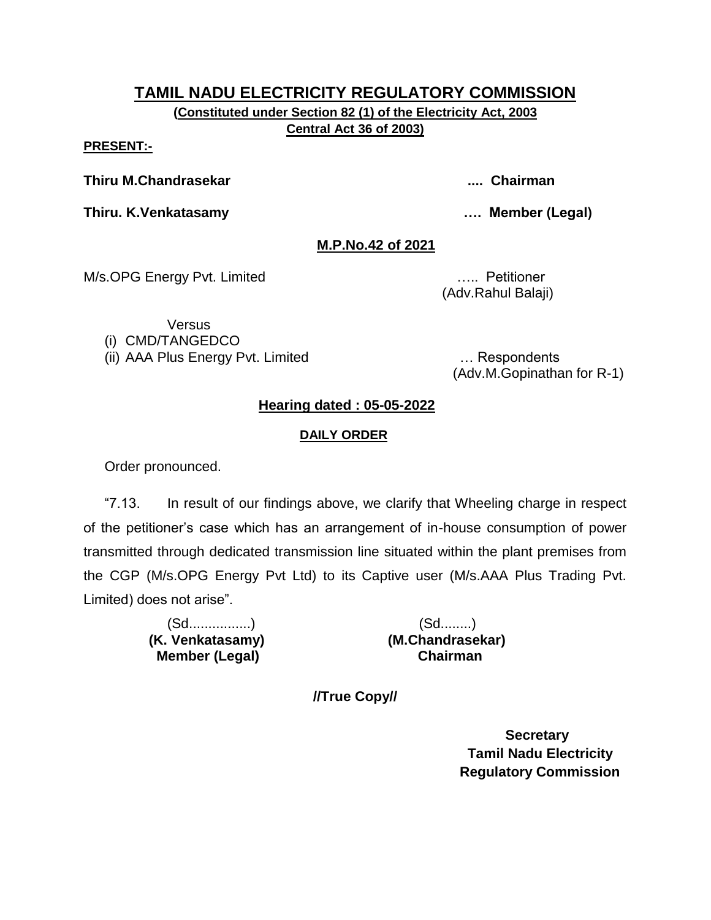# TAMIL NADU ELECTRICITY REGULATORY COMMISSION

**(Constituted under Section 82 (1) of the Electricity Act, 2003 Central Act 36 of 2003)**

**PRESENT:-**

**Thiru M.Chandrasekar .... Chairman**

**Thiru. K.Venkatasamy …. Member (Legal)**

**M.P.No.42 of 2021**

M/s.OPG Energy Pvt. Limited ….. Petitioner
(Adv.Rahul Balaji)

Versus

(i) CMD/TANGEDCO
(ii) AAA Plus Energy Pvt. Limited … Respondents
(Adv.M.Gopinathan for R-1)

**Hearing dated : 05-05-2022**

**DAILY ORDER**

Order pronounced.

"7.13. In result of our findings above, we clarify that Wheeling charge in respect of the petitioner's case which has an arrangement of in-house consumption of power transmitted through dedicated transmission line situated within the plant premises from the CGP (M/s.OPG Energy Pvt Ltd) to its Captive user (M/s.AAA Plus Trading Pvt. Limited) does not arise".

(Sd................)
**(K. Venkatasamy)**
**Member (Legal)**

(Sd........)
**(M.Chandrasekar)**
**Chairman**

**//True Copy//**

**Secretary**
**Tamil Nadu Electricity Regulatory Commission**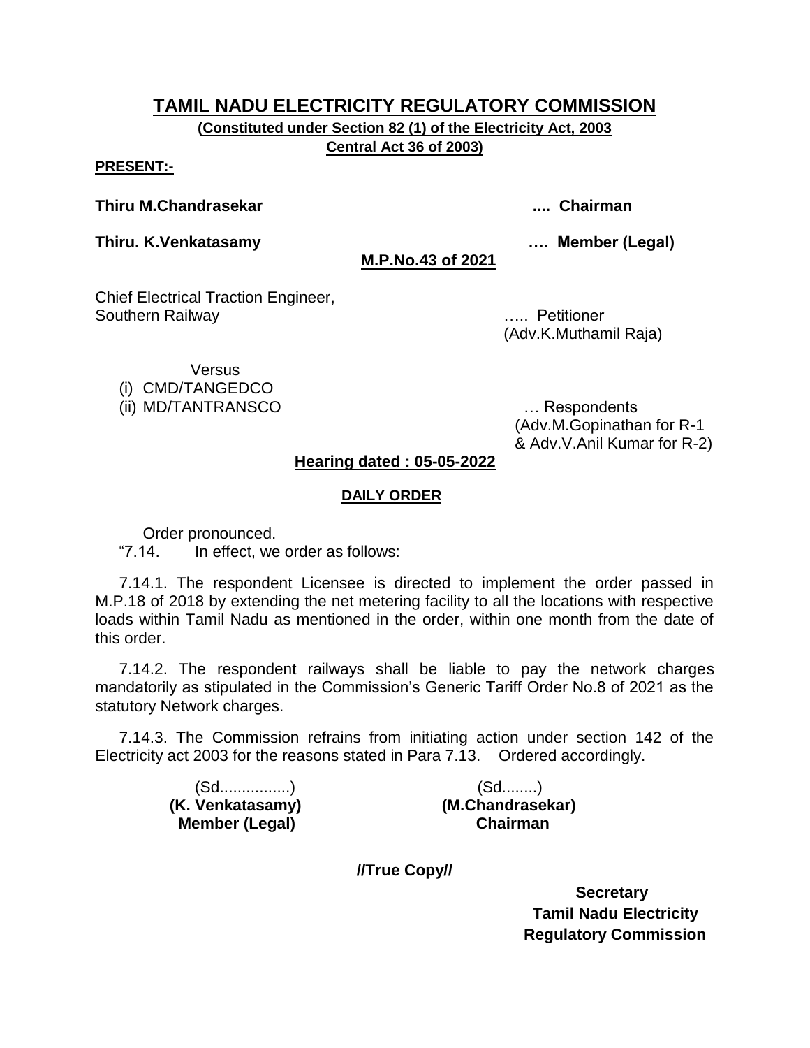# TAMIL NADU ELECTRICITY REGULATORY COMMISSION

**(Constituted under Section 82 (1) of the Electricity Act, 2003 Central Act 36 of 2003)**

**PRESENT:-**

**Thiru M.Chandrasekar .... Chairman**

**Thiru. K.Venkatasamy …. Member (Legal)**

**M.P.No.43 of 2021**

Chief Electrical Traction Engineer,
Southern Railway ….. Petitioner
(Adv.K.Muthamil Raja)

Versus

(i) CMD/TANGEDCO
(ii) MD/TANTRANSCO … Respondents
(Adv.M.Gopinathan for R-1 & Adv.V.Anil Kumar for R-2)

**Hearing dated : 05-05-2022**

**DAILY ORDER**

Order pronounced.

"7.14. In effect, we order as follows:

7.14.1. The respondent Licensee is directed to implement the order passed in M.P.18 of 2018 by extending the net metering facility to all the locations with respective loads within Tamil Nadu as mentioned in the order, within one month from the date of this order.

7.14.2. The respondent railways shall be liable to pay the network charges mandatorily as stipulated in the Commission's Generic Tariff Order No.8 of 2021 as the statutory Network charges.

7.14.3. The Commission refrains from initiating action under section 142 of the Electricity act 2003 for the reasons stated in Para 7.13. Ordered accordingly.

(Sd................)
**(K. Venkatasamy)**
**Member (Legal)**

(Sd........)
**(M.Chandrasekar)**
**Chairman**

**//True Copy//**

**Secretary**
**Tamil Nadu Electricity Regulatory Commission**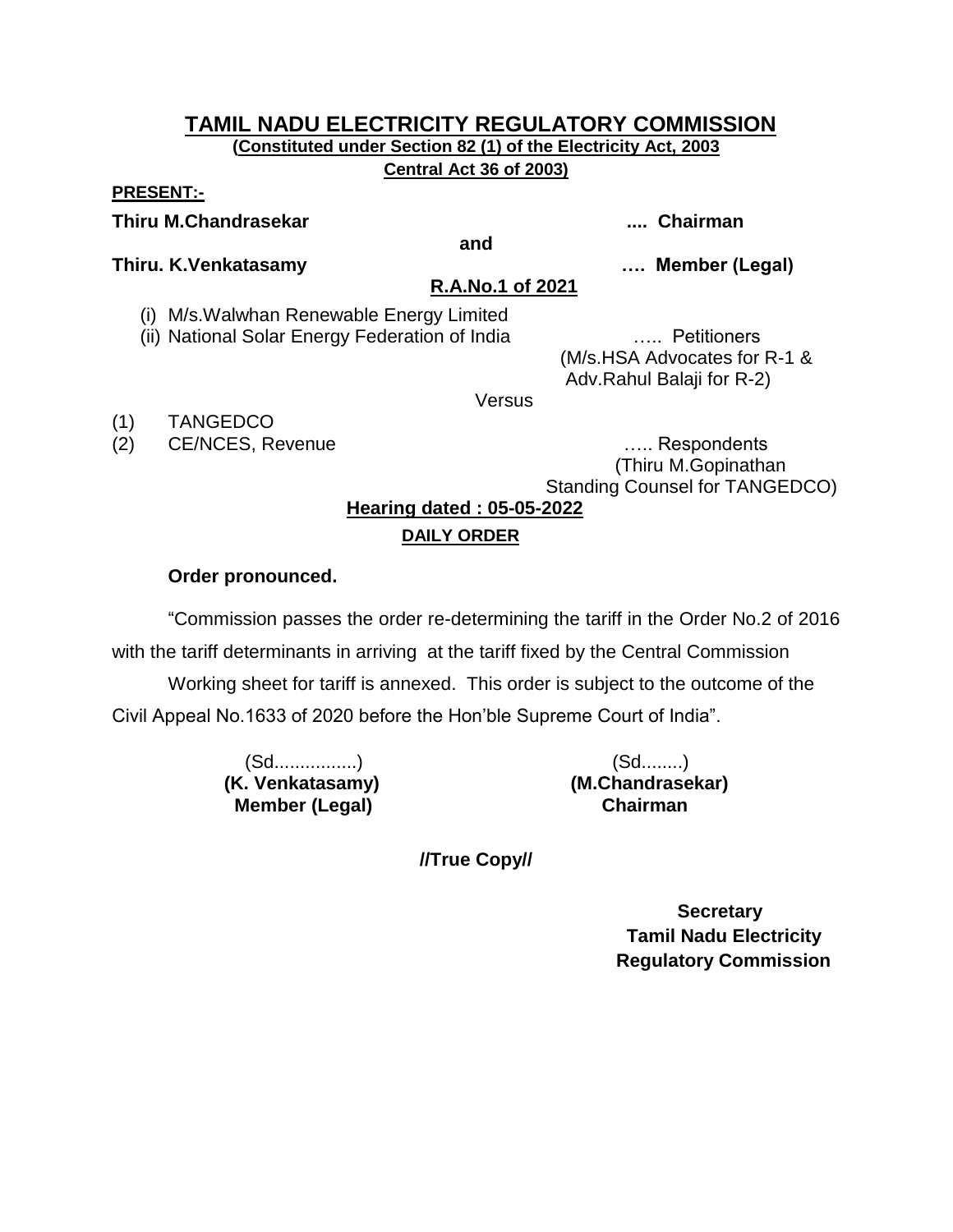# TAMIL NADU ELECTRICITY REGULATORY COMMISSION

**(Constituted under Section 82 (1) of the Electricity Act, 2003**
**Central Act 36 of 2003)**

**PRESENT:-**

**Thiru M.Chandrasekar .... Chairman**

**and**

**Thiru. K.Venkatasamy …. Member (Legal)**

**R.A.No.1 of 2021**

(i) M/s.Walwhan Renewable Energy Limited
(ii) National Solar Energy Federation of India ….. Petitioners
(M/s.HSA Advocates for R-1 & Adv.Rahul Balaji for R-2)

Versus

(1) TANGEDCO
(2) CE/NCES, Revenue ….. Respondents
(Thiru M.Gopinathan Standing Counsel for TANGEDCO)

**Hearing dated : 05-05-2022**

**DAILY ORDER**

**Order pronounced.**

"Commission passes the order re-determining the tariff in the Order No.2 of 2016 with the tariff determinants in arriving at the tariff fixed by the Central Commission

Working sheet for tariff is annexed. This order is subject to the outcome of the Civil Appeal No.1633 of 2020 before the Hon'ble Supreme Court of India".

(Sd................)
**(K. Venkatasamy)**
**Member (Legal)**

(Sd........)
**(M.Chandrasekar)**
**Chairman**

**//True Copy//**

**Secretary**
**Tamil Nadu Electricity Regulatory Commission**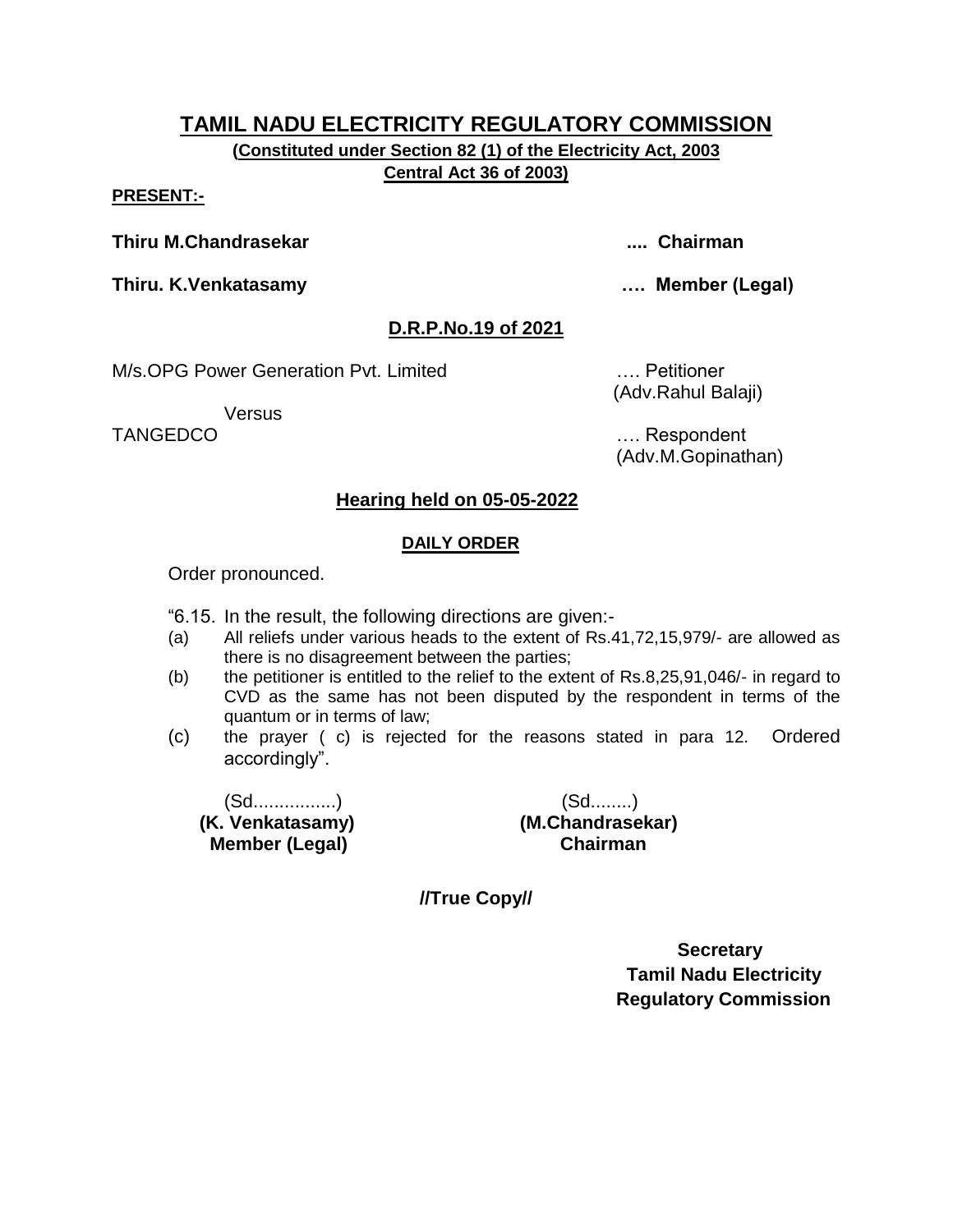# TAMIL NADU ELECTRICITY REGULATORY COMMISSION

**(Constituted under Section 82 (1) of the Electricity Act, 2003 Central Act 36 of 2003)**

**PRESENT:-**

**Thiru M.Chandrasekar .... Chairman**

**Thiru. K.Venkatasamy …. Member (Legal)**

## D.R.P.No.19 of 2021

M/s.OPG Power Generation Pvt. Limited …. Petitioner
(Adv.Rahul Balaji)

Versus

TANGEDCO …. Respondent
(Adv.M.Gopinathan)

## Hearing held on 05-05-2022

### DAILY ORDER

Order pronounced.

"6.15. In the result, the following directions are given:-

(a) All reliefs under various heads to the extent of Rs.41,72,15,979/- are allowed as there is no disagreement between the parties;

(b) the petitioner is entitled to the relief to the extent of Rs.8,25,91,046/- in regard to CVD as the same has not been disputed by the respondent in terms of the quantum or in terms of law;

(c) the prayer ( c) is rejected for the reasons stated in para 12. Ordered accordingly".

| (Sd................) | (Sd........) |
|---|---|
| **(K. Venkatasamy)** | **(M.Chandrasekar)** |
| **Member (Legal)** | **Chairman** |

**//True Copy//**

**Secretary**
**Tamil Nadu Electricity**
**Regulatory Commission**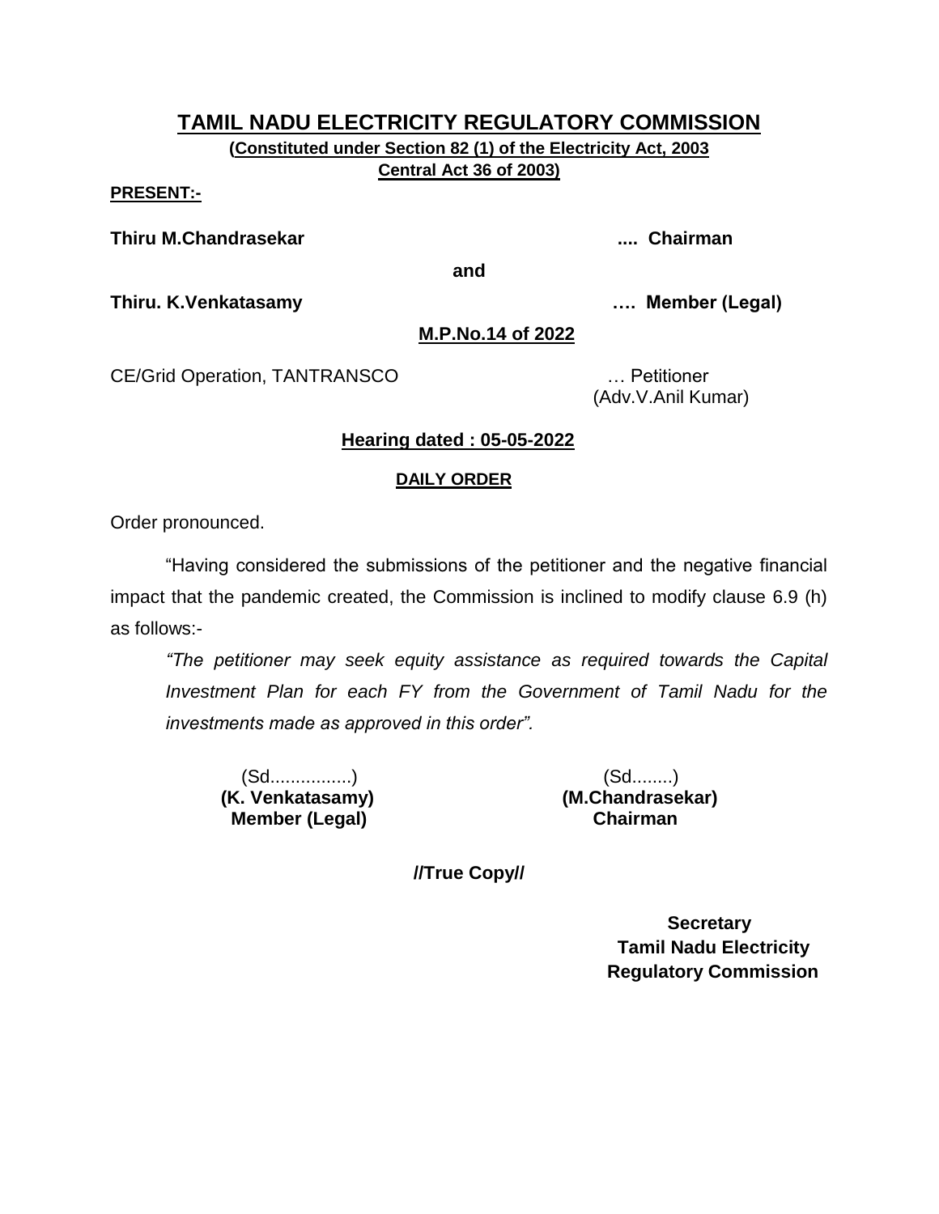# TAMIL NADU ELECTRICITY REGULATORY COMMISSION

**(Constituted under Section 82 (1) of the Electricity Act, 2003**
**Central Act 36 of 2003)**

**PRESENT:-**

**Thiru M.Chandrasekar .... Chairman**

**and**

**Thiru. K.Venkatasamy …. Member (Legal)**

**M.P.No.14 of 2022**

CE/Grid Operation, TANTRANSCO … Petitioner
(Adv.V.Anil Kumar)

**Hearing dated : 05-05-2022**

**DAILY ORDER**

Order pronounced.

"Having considered the submissions of the petitioner and the negative financial impact that the pandemic created, the Commission is inclined to modify clause 6.9 (h) as follows:-

*"The petitioner may seek equity assistance as required towards the Capital Investment Plan for each FY from the Government of Tamil Nadu for the investments made as approved in this order".*

| | |
|---|---|
| (Sd................) | (Sd........) |
| **(K. Venkatasamy)** | **(M.Chandrasekar)** |
| **Member (Legal)** | **Chairman** |

**//True Copy//**

**Secretary**
**Tamil Nadu Electricity**
**Regulatory Commission**